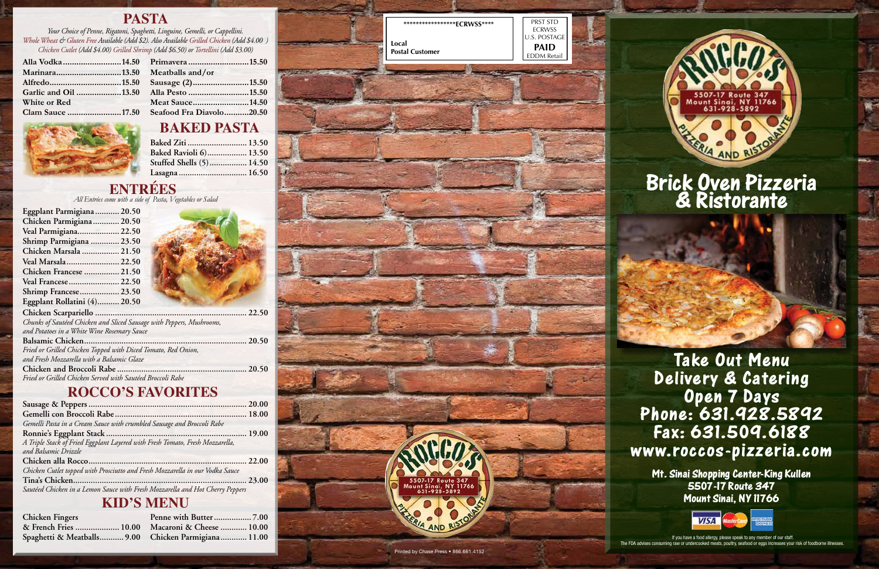## PASTA

*Your Choice of Penne, Rigatoni, Spaghetti, Linguine, Gemelli, or Cappellini.*
*Whole Wheat & Gluten Free Available (Add $2). Also Available Grilled Chicken (Add $4.00 ) Chicken Cutlet (Add $4.00) Grilled Shrimp (Add $6.50) or Tortellini (Add $3.00)*

- Alla Vodka .......... 14.50
- Marinara .......... 13.50
- Alfredo .......... 15.50
- Garlic and Oil .......... 13.50
- White or Red
- Clam Sauce .......... 17.50
- Primavera .......... 15.50
- Meatballs and/or Sausage (2) .......... 15.50
- Alla Pesto .......... 15.50
- Meat Sauce .......... 14.50
- Seafood Fra Diavolo .......... 20.50

## BAKED PASTA

- Baked Ziti .......... 13.50
- Baked Ravioli 6) .......... 13.50
- Stuffed Shells (5) .......... 14.50
- Lasagna .......... 16.50

## ENTRÉES

*All Entrées come with a side of Pasta, Vegetables or Salad*

- Eggplant Parmigiana .......... 20.50
- Chicken Parmigiana .......... 20.50
- Veal Parmigiana .......... 22.50
- Shrimp Parmigiana .......... 23.50
- Chicken Marsala .......... 21.50
- Veal Marsala .......... 22.50
- Chicken Francese .......... 21.50
- Veal Francese .......... 22.50
- Shrimp Francese .......... 23.50
- Eggplant Rollatini (4) .......... 20.50
- Chicken Scarpariello .......... 22.50
  *Chunks of Sautéed Chicken and Sliced Sausage with Peppers, Mushrooms, and Potatoes in a White Wine Rosemary Sauce*
- Balsamic Chicken .......... 20.50
  *Fried or Grilled Chicken Topped with Diced Tomato, Red Onion, and Fresh Mozzarella with a Balsamic Glaze*
- Chicken and Broccoli Rabe .......... 20.50
  *Fried or Grilled Chicken Served with Sautéed Broccoli Rabe*

## ROCCO'S FAVORITES

- Sausage & Peppers .......... 20.00
- Gemelli con Broccoli Rabe .......... 18.00
  *Gemelli Pasta in a Cream Sauce with crumbled Sausage and Broccoli Rabe*
- Ronnie's Eggplant Stack .......... 19.00
  *A Triple Stack of Fried Eggplant Layered with Fresh Tomato, Fresh Mozzarella, and Balsamic Drizzle*
- Chicken alla Rocco .......... 22.00
  *Chicken Cutlet topped with Prosciutto and Fresh Mozzarella in our Vodka Sauce*
- Tina's Chicken .......... 23.00
  *Sautéed Chicken in a Lemon Sauce with Fresh Mozzarella and Hot Cherry Peppers*

## KID'S MENU

- Chicken Fingers & French Fries .......... 10.00
- Spaghetti & Meatballs .......... 9.00
- Penne with Butter .......... 7.00
- Macaroni & Cheese .......... 10.00
- Chicken Parmigiana .......... 11.00

\*\*\*\*\*\*\*\*\*\*\*\*\*\*\*\*\*ECRWSS\*\*\*\*

Local
Postal Customer

PRST STD
ECRWSS
U.S. POSTAGE
**PAID**
EDDM Retail

Rocco's Pizzeria and Ristorante
5507-17 Route 347
Mount Sinai, NY 11766
631-928-5892

Printed by Chase Press • 866.661.4152

# Rocco's Pizzeria and Ristorante

5507-17 Route 347
Mount Sinai, NY 11766
631-928-5892

# Brick Oven Pizzeria & Ristorante

## Take Out Menu
## Delivery & Catering
## Open 7 Days
## Phone: 631.928.5892
## Fax: 631.509.6188
## www.roccos-pizzeria.com

**Mt. Sinai Shopping Center-King Kullen**
**5507-17 Route 347**
**Mount Sinai, NY 11766**

VISA · MasterCard · American Express

If you have a food allergy, please speak to any member of our staff.
The FDA advises consuming raw or undercooked meats, poultry, seafood or eggs increases your risk of foodborne illnesses.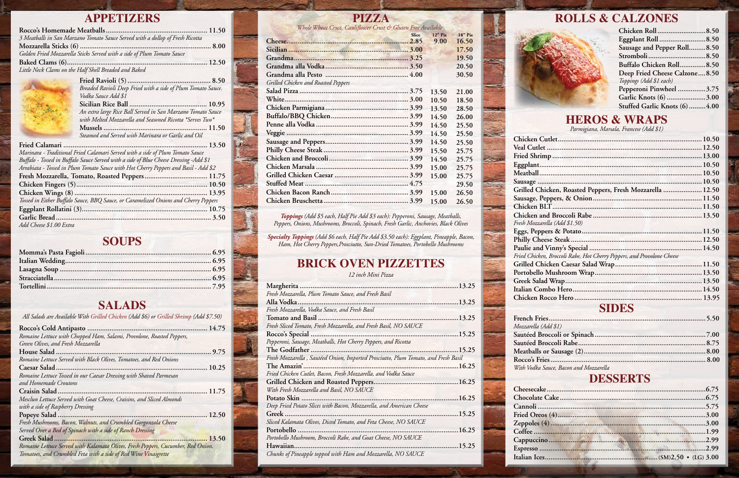# APPETIZERS

**Rocco's Homemade Meatballs** ........ 11.50
*3 Meatballs in San Marzano Tomato Sauce Served with a dollop of Fresh Ricotta*

**Mozzarella Sticks (6)** ........ 8.00
*Golden Fried Mozzarella Sticks Served with a side of Plum Tomato Sauce*

**Baked Clams (6)** ........ 12.50
*Little Neck Clams on the Half Shell Breaded and Baked*

**Fried Ravioli (5)** ........ 8.50
*Breaded Ravioli Deep Fried with a side of Plum Tomato Sauce. Vodka Sauce Add $1*

**Sicilian Rice Ball** ........ 10.95
*An extra large Rice Ball Served in San Marzano Tomato Sauce with Melted Mozzarella and Seasoned Ricotta \*Serves Two\**

**Mussels** ........ 11.50
*Steamed and Served with Marinara or Garlic and Oil*

**Fried Calamari** ........ 13.50
*Marinara - Traditional Fried Calamari Served with a side of Plum Tomato Sauce*
*Buffalo - Tossed in Buffalo Sauce Served with a side of Blue Cheese Dressing -Add $1*
*Arrabiata - Tossed in Plum Tomato Sauce with Hot Cherry Peppers and Basil - Add $2*

**Fresh Mozzarella, Tomato, Roasted Peppers** ........ 11.75

**Chicken Fingers (5)** ........ 10.50

**Chicken Wings (8)** ........ 13.95
*Tossed in Either Buffalo Sauce, BBQ Sauce, or Caramelized Onions and Cherry Peppers*

**Eggplant Rollatini (3)** ........ 10.75

**Garlic Bread** ........ 3.50
*Add Cheese $1.00 Extra*

# SOUPS

- Momma's Pasta Fagioli ........ 6.95
- Italian Wedding ........ 6.95
- Lasagna Soup ........ 6.95
- Stracciatella ........ 6.95
- Tortellini ........ 7.95

# SALADS

*All Salads are Available With Grilled Chicken (Add $6) or Grilled Shrimp (Add $7.50)*

**Rocco's Cold Antipasto** ........ 14.75
*Romaine Lettuce with Chopped Ham, Salami, Provolone, Roasted Peppers, Green Olives, and Fresh Mozzarella*

**House Salad** ........ 9.75
*Romaine Lettuce Served with Black Olives, Tomatoes, and Red Onions*

**Caesar Salad** ........ 10.25
*Romaine Lettuce Tossed in our Caesar Dressing with Shaved Parmesan and Homemade Croutons*

**Craisin Salad** ........ 11.75
*Mesclun Lettuce Served with Goat Cheese, Craisins, and Sliced Almonds with a side of Raspberry Dressing*

**Popeye Salad** ........ 12.50
*Fresh Mushrooms, Bacon, Walnuts, and Crumbled Gorgonzola Cheese Served Over a Bed of Spinach with a side of Ranch Dressing*

**Greek Salad** ........ 13.50
*Romaine Lettuce Served with Kalamata Olives, Fresh Peppers, Cucumber, Red Onion, Tomatoes, and Crumbled Feta with a side of Red Wine Vinaigrette*

# PIZZA

*Whole Wheat Crust, Cauliflower Crust & Gluten Free Available*

| | Slice | 12" Pie | 18" Pie |
|---|---|---|---|
| Cheese | 2.85 | 9.00 | 16.50 |
| Sicilian | 3.00 | | 17.50 |
| Grandma | 3.25 | | 19.50 |
| Grandma alla Vodka | 3.50 | | 20.50 |
| Grandma alla Pesto *Grilled Chicken and Roasted Peppers* | 4.00 | | 30.50 |
| Salad Pizza | 3.75 | 13.50 | 21.00 |
| White | 3.00 | 10.50 | 18.50 |
| Chicken Parmigiana | 3.99 | 13.50 | 28.50 |
| Buffalo/BBQ Chicken | 3.99 | 14.50 | 26.00 |
| Penne alla Vodka | 3.99 | 14.50 | 25.50 |
| Veggie | 3.99 | 14.50 | 25.50 |
| Sausage and Peppers | 3.99 | 14.50 | 25.50 |
| Philly Cheese Steak | 3.99 | 15.50 | 25.75 |
| Chicken and Broccoli | 3.99 | 14.50 | 25.75 |
| Chicken Marsala | 3.99 | 15.00 | 25.75 |
| Grilled Chicken Caesar | 3.99 | 15.00 | 25.75 |
| Stuffed Meat | 4.75 | | 29.50 |
| Chicken Bacon Ranch | 3.99 | 15.00 | 26.50 |
| Chicken Bruschetta | 3.99 | 15.00 | 26.50 |

***Toppings*** *(Add $5 each, Half Pie Add $3 each): Pepperoni, Sausage, Meatballs, Peppers, Onions, Mushrooms, Broccoli, Spinach, Fresh Garlic, Anchovies, Black Olives*

***Specialty Toppings*** *(Add $6 each, Half Pie Add $3.50 each): Eggplant, Pineapple, Bacon, Ham, Hot Cherry Peppers,Prosciutto, Sun-Dried Tomatoes, Portobello Mushrooms*

# BRICK OVEN PIZZETTES

*12 inch Mini Pizza*

**Margherita** ........ 13.25
*Fresh Mozzarella, Plum Tomato Sauce, and Fresh Basil*

**Alla Vodka** ........ 13.25
*Fresh Mozzarella, Vodka Sauce, and Fresh Basil*

**Tomato and Basil** ........ 13.25
*Fresh Sliced Tomato, Fresh Mozzarella, and Fresh Basil, NO SAUCE*

**Rocco's Special** ........ 15.25
*Pepperoni, Sausage, Meatballs, Hot Cherry Peppers, and Ricotta*

**The Godfather** ........ 15.25
*Fresh Mozzarella , Sautéed Onion, Imported Prosciutto, Plum Tomato, and Fresh Basil*

**The Amazin'** ........ 16.25
*Fried Chicken Cutlet, Bacon, Fresh Mozzarella, and Vodka Sauce*

**Grilled Chicken and Roasted Peppers** ........ 16.25
*With Fresh Mozzarella and Basil, NO SAUCE*

**Potato Skin** ........ 16.25
*Deep Fried Potato Slices with Bacon, Mozzarella, and American Cheese*

**Greek** ........ 15.25
*Sliced Kalamata Olives, Diced Tomato, and Feta Cheese, NO SAUCE*

**Portobello** ........ 16.25
*Portobello Mushroom, Broccoli Rabe, and Goat Cheese, NO SAUCE*

**Hawaiian** ........ 15.25
*Chunks of Pineapple topped with Ham and Mozzarella, NO SAUCE*

# ROLLS & CALZONES

- Chicken Roll ........ 8.50
- Eggplant Roll ........ 8.50
- Sausage and Pepper Roll ........ 8.50
- Stromboli ........ 8.50
- Buffalo Chicken Roll ........ 8.50
- Deep Fried Cheese Calzone ........ 8.50

*Toppings (Add $1 each)*

- Pepperoni Pinwheel ........ 3.75
- Garlic Knots (6) ........ 3.00
- Stuffed Garlic Knots (6) ........ 4.00

# HEROS & WRAPS

*Parmigiana, Marsala, Francese (Add $1)*

- Chicken Cutlet ........ 10.50
- Veal Cutlet ........ 12.50
- Fried Shrimp ........ 13.00
- Eggplant ........ 10.50
- Meatball ........ 10.50
- Sausage ........ 10.50
- Grilled Chicken, Roasted Peppers, Fresh Mozzarella ........ 12.50
- Sausage, Peppers, & Onion ........ 11.50
- Chicken BLT ........ 11.50
- Chicken and Broccoli Rabe ........ 13.50
  *Fresh Mozzarella (Add $1.50)*
- Eggs, Peppers & Potato ........ 11.50
- Philly Cheese Steak ........ 12.50
- Paulie and Vinny's Special ........ 14.50
  *Fried Chicken, Broccoli Rabe, Hot Cherry Peppers, and Provolone Cheese*
- Grilled Chicken Caesar Salad Wrap ........ 11.50
- Portobello Mushroom Wrap ........ 13.50
- Greek Salad Wrap ........ 13.50
- Italian Combo Hero ........ 14.50
- Chicken Rocco Hero ........ 13.95

# SIDES

- French Fries ........ 5.50
  *Mozzarella (Add $1)*
- Sautéed Broccoli or Spinach ........ 7.00
- Sautéed Broccoli Rabe ........ 8.75
- Meatballs or Sausage (2) ........ 8.00
- Rocco's Fries ........ 8.00
  *With Vodka Sauce, Bacon and Mozzarella*

# DESSERTS

- Cheesecake ........ 6.75
- Chocolate Cake ........ 6.75
- Cannoli ........ 5.75
- Fried Oreos (4) ........ 3.00
- Zeppoles (4) ........ 3.00
- Coffee ........ 1.99
- Cappuccino ........ 2.99
- Espresso ........ 2.99
- Italian Ices ........ (SM) 2.50 • (LG) 3.00